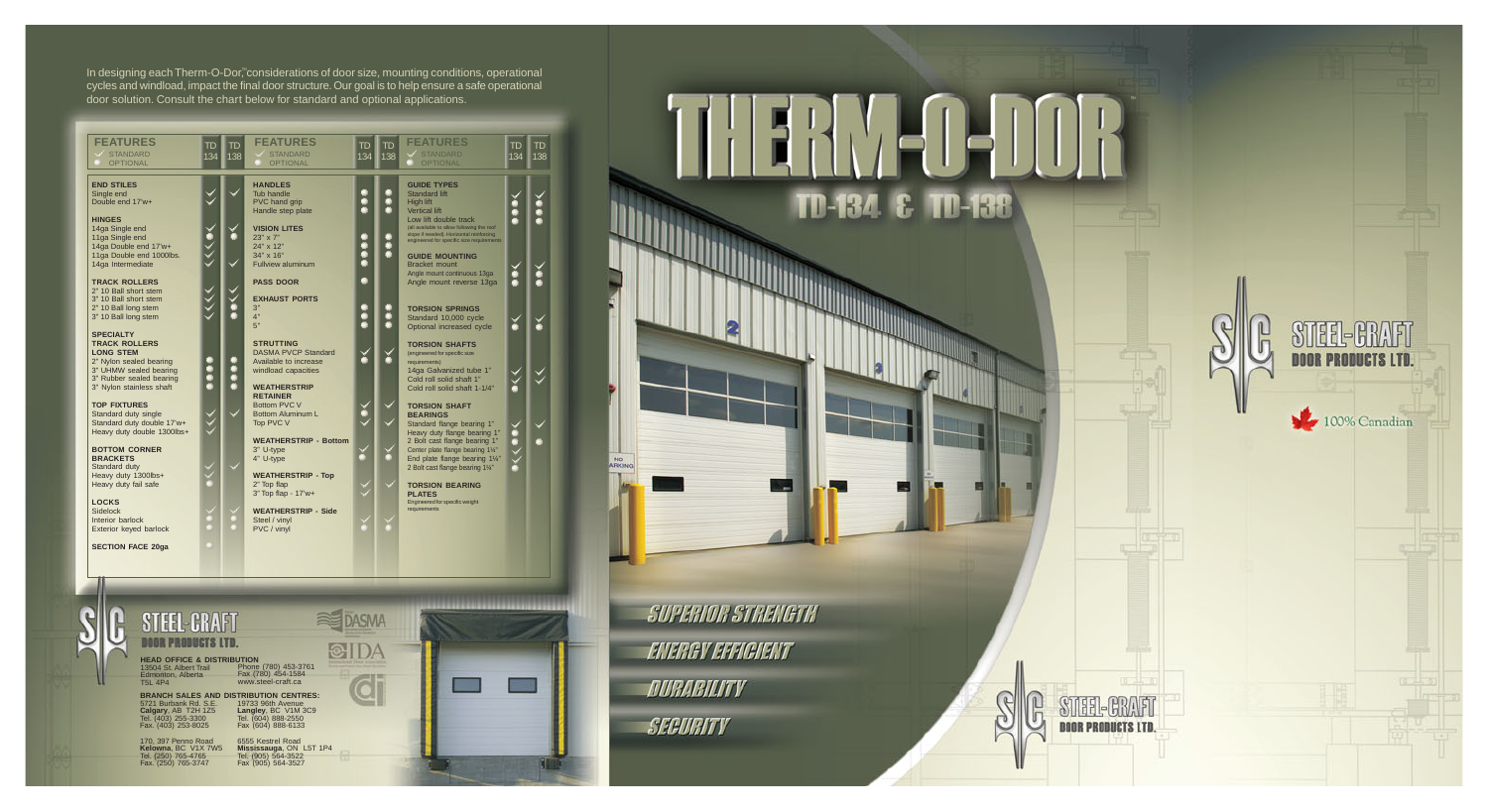In designing each Therm-O-Dor™ considerations of door size, mounting conditions, operational cycles and windload, impact the final door structure. Our goal is to help ensure a safe operational door solution. Consult the chart below for standard and optional applications.

✓ STANDARD · ● OPTIONAL

| FEATURES | TD 134 | TD 138 |
|---|---|---|
| **END STILES** | | |
| Single end | ✓ | ✓ |
| Double end 17'w+ | ✓ | |
| **HINGES** | | |
| 14ga Single end | ✓ | ✓ |
| 11ga Single end | ● | ● |
| 14ga Double end 17'w+ | ✓ | |
| 11ga Double end 1000lbs. | ✓ | |
| 14ga Intermediate | ✓ | ✓ |
| **TRACK ROLLERS** | | |
| 2" 10 Ball short stem | ✓ | ✓ |
| 3" 10 Ball short stem | ✓ | ✓ |
| 2" 10 Ball long stem | ✓ | ● |
| 3" 10 Ball long stem | ✓ | ● |
| **SPECIALTY TRACK ROLLERS LONG STEM** | | |
| 2" Nylon sealed bearing | ● | ● |
| 3" UHMW sealed bearing | ● | ● |
| 3" Rubber sealed bearing | ● | ● |
| 3" Nylon stainless shaft | ● | ● |
| **TOP FIXTURES** | | |
| Standard duty single | ✓ | ✓ |
| Standard duty double 17'w+ | ✓ | |
| Heavy duty double 1300lbs+ | ✓ | |
| **BOTTOM CORNER BRACKETS** | | |
| Standard duty | ✓ | ✓ |
| Heavy duty 1300lbs+ | ✓ | |
| Heavy duty fail safe | ● | |
| **LOCKS** | | |
| Sidelock | ✓ | ✓ |
| Interior barlock | ● | ● |
| Exterior keyed barlock | ● | ● |
| **SECTION FACE 20ga** | ● | |

| FEATURES | TD 134 | TD 138 |
|---|---|---|
| **HANDLES** | | |
| Tub handle | ● | ● |
| PVC hand grip | ● | ● |
| Handle step plate | ● | ● |
| **VISION LITES** | | |
| 23" x 7" | ● | ● |
| 24" x 12" | ● | ● |
| 34" x 16" | ● | ● |
| Fullview aluminum | ● | ● |
| **PASS DOOR** | ● | |
| **EXHAUST PORTS** | | |
| 3" | ● | ● |
| 4" | ● | ● |
| 5" | ● | ● |
| **STRUTTING** | | |
| DASMA PVCP Standard | ✓ | ✓ |
| Available to increase windload capacities | ● | ● |
| **WEATHERSTRIP RETAINER** | | |
| Bottom PVC V | ✓ | ✓ |
| Bottom Aluminum L | ● | ● |
| Top PVC V | ✓ | ✓ |
| **WEATHERSTRIP - Bottom** | | |
| 3" U-type | ✓ | ✓ |
| 4" U-type | ● | ● |
| **WEATHERSTRIP - Top** | | |
| 2" Top flap | ✓ | ✓ |
| 3" Top flap - 17'w+ | ✓ | |
| **WEATHERSTRIP - Side** | | |
| Steel / vinyl | ✓ | ✓ |
| PVC / vinyl | ● | ● |

| FEATURES | TD 134 | TD 138 |
|---|---|---|
| **GUIDE TYPES** | | |
| Standard lift | ✓ | ✓ |
| High lift | ● | ● |
| Vertical lift | ● | ● |
| Low lift double track | ● | ● |
| (all available to allow following the roof slope if needed). Horizontal reinforcing engineered for specific size requirements | | |
| **GUIDE MOUNTING** | | |
| Bracket mount | ✓ | ✓ |
| Angle mount continuous 13ga | ● | ● |
| Angle mount reverse 13ga | ● | ● |
| **TORSION SPRINGS** | | |
| Standard 10,000 cycle | ✓ | ✓ |
| Optional increased cycle | ● | ● |
| **TORSION SHAFTS** (engineered for specific size requirements) | | |
| 14ga Galvanized tube 1" | ✓ | ✓ |
| Cold roll solid shaft 1" | ✓ | ✓ |
| Cold roll solid shaft 1-1/4" | ● | |
| **TORSION SHAFT BEARINGS** | | |
| Standard flange bearing 1" | ✓ | ✓ |
| Heavy duty flange bearing 1" | ● | |
| 2 Bolt cast flange bearing 1" | ✓ | ● |
| Center plate flange bearing 1¼" | ✓ | |
| End plate flange bearing 1¼" | ✓ | |
| 2 Bolt cast flange bearing 1¼" | ● | |
| **TORSION BEARING PLATES** | | |
| Engineered for specific weight requirements | | |

**STEEL-CRAFT DOOR PRODUCTS LTD.**

DASMA · IDA

**HEAD OFFICE & DISTRIBUTION**
13504 St. Albert Trail
Edmonton, Alberta
T5L 4P4
Phone (780) 453-3761
Fax (780) 454-1584
www.steel-craft.ca

**BRANCH SALES AND DISTRIBUTION CENTRES:**

5721 Burbank Rd. S.E.
**Calgary**, AB T2H 1Z5
Tel. (403) 255-3300
Fax. (403) 253-8025

19733 96th Avenue
**Langley**, BC V1M 3C9
Tel. (604) 888-2550
Fax (604) 888-6133

170, 397 Penno Road
**Kelowna**, BC V1X 7W5
Tel. (250) 765-4765
Fax. (250) 765-3747

6555 Kestrel Road
**Mississauga**, ON L5T 1P4
Tel. (905) 564-3522
Fax (905) 564-3527

# THERM-O-DOR™

## TD-134 & TD-138

*SUPERIOR STRENGTH*

*ENERGY EFFICIENT*

*DURABILITY*

*SECURITY*

**STEEL-CRAFT DOOR PRODUCTS LTD.**

100% Canadian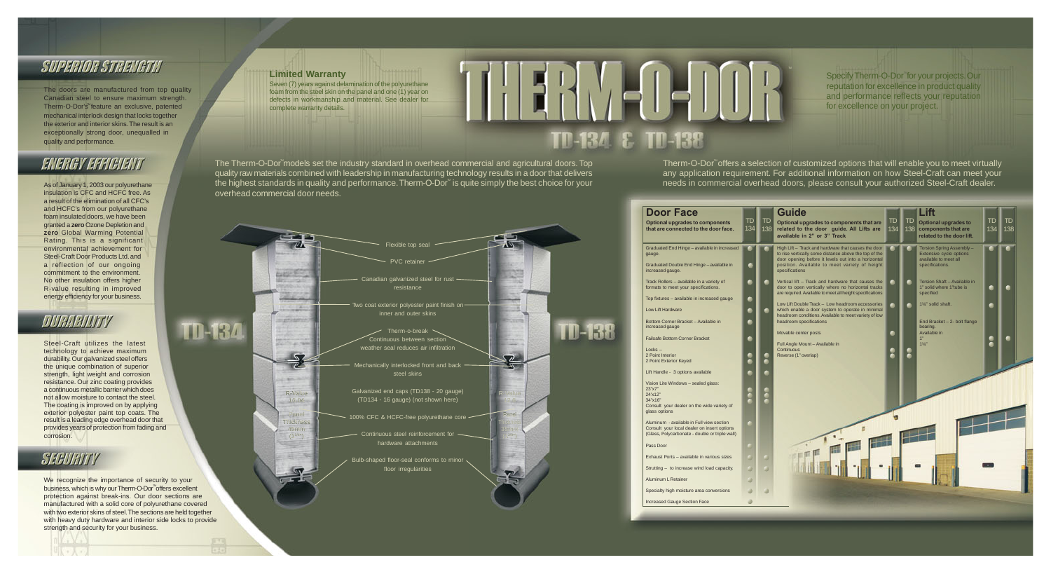## SUPERIOR STRENGTH

The doors are manufactured from top quality Canadian steel to ensure maximum strength. Therm-O-Dor's™ feature an exclusive, patented mechanical interlock design that locks together the exterior and interior skins. The result is an exceptionally strong door, unequalled in quality and performance.

## ENERGY EFFICIENT

As of January 1, 2003 our polyurethane insulation is CFC and HCFC free. As a result of the elimination of all CFC's and HCFC's from our polyurethane foam insulated doors, we have been granted a **zero** Ozone Depletion and **zero** Global Warming Potential Rating. This is a significant environmental achievement for Steel-Craft Door Products Ltd. and a reflection of our ongoing commitment to the environment. No other insulation offers higher R-value resulting in improved energy efficiency for your business.

## DURABILITY

Steel-Craft utilizes the latest technology to achieve maximum durability. Our galvanized steel offers the unique combination of superior strength, light weight and corrosion resistance. Our zinc coating provides a continuous metallic barrier which does not allow moisture to contact the steel. The coating is improved on by applying exterior polyester paint top coats. The result is a leading edge overhead door that provides years of protection from fading and corrosion.

## SECURITY

We recognize the importance of security to your business, which is why our Therm-O-Dor™ offers excellent protection against break-ins. Our door sections are manufactured with a solid core of polyurethane covered with two exterior skins of steel. The sections are held together with heavy duty hardware and interior side locks to provide strength and security for your business.

### Limited Warranty

Seven (7) years against delamination of the polyurethane foam from the steel skin on the panel and one (1) year on defects in workmanship and material. See dealer for complete warranty details.

# THERM-O-DOR

## TD-134 & TD-138

Specify Therm-O-Dor™ for your projects. Our reputation for excellence in product quality and performance reflects your reputation for excellence on your project.

The Therm-O-Dor™ models set the industry standard in overhead commercial and agricultural doors. Top quality raw materials combined with leadership in manufacturing technology results in a door that delivers the highest standards in quality and performance. Therm-O-Dor™ is quite simply the best choice for your overhead commercial door needs.

Therm-O-Dor™ offers a selection of customized options that will enable you to meet virtually any application requirement. For additional information on how Steel-Craft can meet your needs in commercial overhead doors, please consult your authorized Steel-Craft dealer.

TD-134

TD-138

- Flexible top seal
- PVC retainer
- Canadian galvanized steel for rust resistance
- Two coat exterior polyester paint finish on inner and outer skins
- Therm-o-break Continuous between section weather seal reduces air infiltration
- Mechanically interlocked front and back steel skins
- Galvanized end caps (TD138 - 20 gauge) (TD134 - 16 gauge) (not shown here)
- 100% CFC & HCFC-free polyurethane core
- Continuous steel reinforcement for hardware attachments
- Bulb-shaped floor-seal conforms to minor floor irregularities

### Door Face

Optional upgrades to components that are connected to the door face.

| Door Face | TD 134 | TD 138 |
|---|---|---|
| Graduated End Hinge – available in increased gauge. | ● | ● |
| Graduated Double End Hinge – available in increased gauge. | ● | |
| Track Rollers – available in a variety of formats to meet your specifications. | ● | ● |
| Top fixtures – available in increased gauge | ● | |
| Low Lift Hardware | ● | ● |
| Bottom Corner Bracket – Available in increased gauge | ● | |
| Failsafe Bottom Corner Bracket | ● | |
| Locks – 2 Point Interior / 2 Point Exterior Keyed | ● ● | ● ● |
| Lift Handle - 3 options available | ● | ● |
| Vision Lite Windows – sealed glass: 23"x7" / 24"x12" / 34"x16" / Consult your dealer on the wide variety of glass options | ● ● ● | ● ● ● |
| Aluminum - available in Full view section. Consult your local dealer on insert options (Glass, Polycarbonate - double or triple wall) | ● | |
| Pass Door | ● | |
| Exhaust Ports – available in various sizes | ● | ● |
| Strutting – to increase wind load capacity. | ● | ● |
| Aluminum L Retainer | ● | |
| Specialty high moisture area conversions | ● | ● |
| Increased Gauge Section Face | ● | |

### Guide

Optional upgrades to components that are related to the door guide. All Lifts are available in 2" or 3" Track

| Guide | TD 134 | TD 138 |
|---|---|---|
| High Lift – Track and hardware that causes the door to rise vertically some distance above the top of the door opening before it levels out into a horizontal position. Available to meet variety of height specifications | ● | ● |
| Vertical lift – Track and hardware that causes the door to open vertically where no horizontal tracks are required. Available to meet all height specifications | ● | ● |
| Low Lift Double Track – Low headroom accessories which enable a door system to operate in minimal headroom conditions. Available to meet variety of low headroom specifications | ● | ● |
| Movable center posts | ● | |
| Full Angle Mount – Available in Continuous / Reverse (1" overlap) | ● ● | ● ● |

### Lift

Optional upgrades to components that are related to the door lift.

| Lift | TD 134 | TD 138 |
|---|---|---|
| Torsion Spring Assembly – Extensive cycle options available to meet all specifications. | ● | ● |
| Torsion Shaft – Available in 1" solid where 1"tube is specified | ● | ● |
| 1½" solid shaft. | ● | |
| End Bracket – 2- bolt flange bearing. Available in 1" / 1¼" | ● ● | ● |